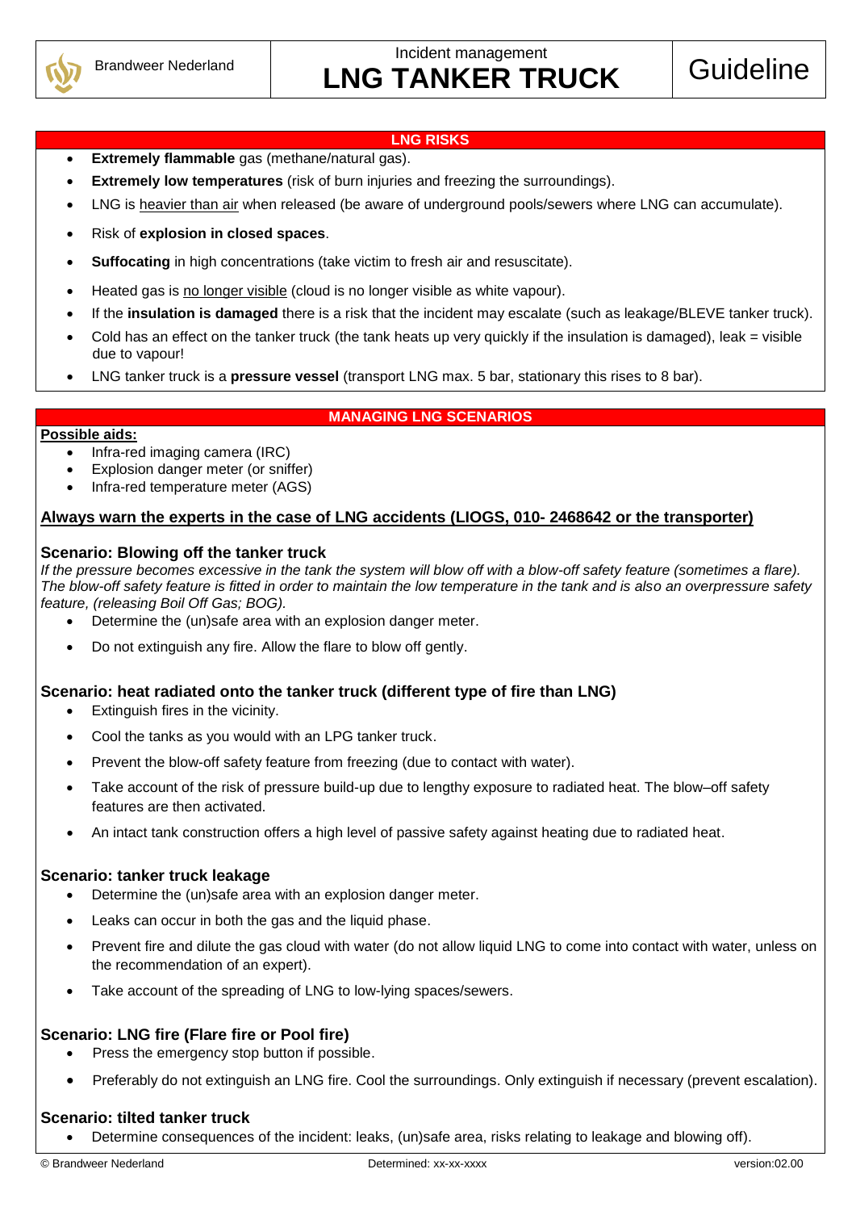Brandweer Nederland

Incident management

# LNG TANKER TRUCK

Guideline

## LNG RISKS

- **Extremely flammable** gas (methane/natural gas).
- **Extremely low temperatures** (risk of burn injuries and freezing the surroundings).
- LNG is heavier than air when released (be aware of underground pools/sewers where LNG can accumulate).
- Risk of **explosion in closed spaces**.
- **Suffocating** in high concentrations (take victim to fresh air and resuscitate).
- Heated gas is no longer visible (cloud is no longer visible as white vapour).
- If the **insulation is damaged** there is a risk that the incident may escalate (such as leakage/BLEVE tanker truck).
- Cold has an effect on the tanker truck (the tank heats up very quickly if the insulation is damaged), leak = visible due to vapour!
- LNG tanker truck is a **pressure vessel** (transport LNG max. 5 bar, stationary this rises to 8 bar).

## MANAGING LNG SCENARIOS

**Possible aids:**

- Infra-red imaging camera (IRC)
- Explosion danger meter (or sniffer)
- Infra-red temperature meter (AGS)

**Always warn the experts in the case of LNG accidents (LIOGS, 010- 2468642 or the transporter)**

### Scenario: Blowing off the tanker truck

*If the pressure becomes excessive in the tank the system will blow off with a blow-off safety feature (sometimes a flare). The blow-off safety feature is fitted in order to maintain the low temperature in the tank and is also an overpressure safety feature, (releasing Boil Off Gas; BOG).*

- Determine the (un)safe area with an explosion danger meter.
- Do not extinguish any fire. Allow the flare to blow off gently.

### Scenario: heat radiated onto the tanker truck (different type of fire than LNG)

- Extinguish fires in the vicinity.
- Cool the tanks as you would with an LPG tanker truck.
- Prevent the blow-off safety feature from freezing (due to contact with water).
- Take account of the risk of pressure build-up due to lengthy exposure to radiated heat. The blow–off safety features are then activated.
- An intact tank construction offers a high level of passive safety against heating due to radiated heat.

### Scenario: tanker truck leakage

- Determine the (un)safe area with an explosion danger meter.
- Leaks can occur in both the gas and the liquid phase.
- Prevent fire and dilute the gas cloud with water (do not allow liquid LNG to come into contact with water, unless on the recommendation of an expert).
- Take account of the spreading of LNG to low-lying spaces/sewers.

### Scenario: LNG fire (Flare fire or Pool fire)

- Press the emergency stop button if possible.
- Preferably do not extinguish an LNG fire. Cool the surroundings. Only extinguish if necessary (prevent escalation).

### Scenario: tilted tanker truck

- Determine consequences of the incident: leaks, (un)safe area, risks relating to leakage and blowing off).

© Brandweer Nederland Determined: xx-xx-xxxx version:02.00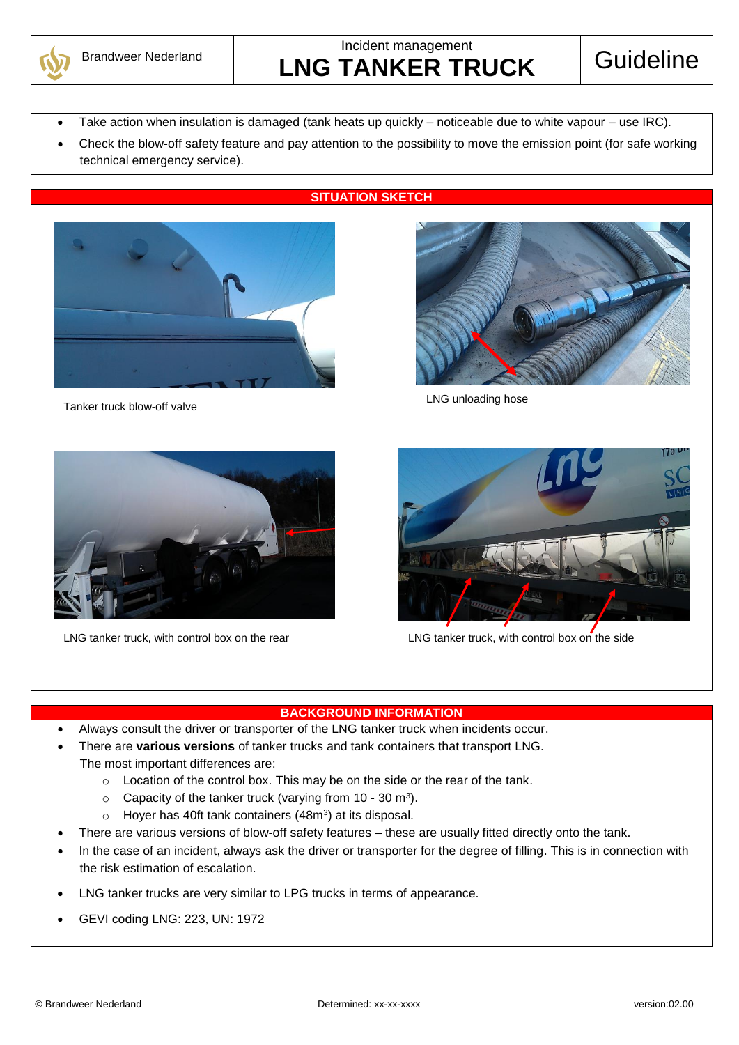- Take action when insulation is damaged (tank heats up quickly – noticeable due to white vapour – use IRC).
- Check the blow-off safety feature and pay attention to the possibility to move the emission point (for safe working technical emergency service).

## SITUATION SKETCH

Tanker truck blow-off valve

LNG unloading hose

LNG tanker truck, with control box on the rear

LNG tanker truck, with control box on the side

## BACKGROUND INFORMATION

- Always consult the driver or transporter of the LNG tanker truck when incidents occur.
- There are **various versions** of tanker trucks and tank containers that transport LNG.
  The most important differences are:
  - Location of the control box. This may be on the side or the rear of the tank.
  - Capacity of the tanker truck (varying from 10 - 30 $m^3$).
  - Hoyer has 40ft tank containers (48$m^3$) at its disposal.
- There are various versions of blow-off safety features – these are usually fitted directly onto the tank.
- In the case of an incident, always ask the driver or transporter for the degree of filling. This is in connection with the risk estimation of escalation.
- LNG tanker trucks are very similar to LPG trucks in terms of appearance.
- GEVI coding LNG: 223, UN: 1972